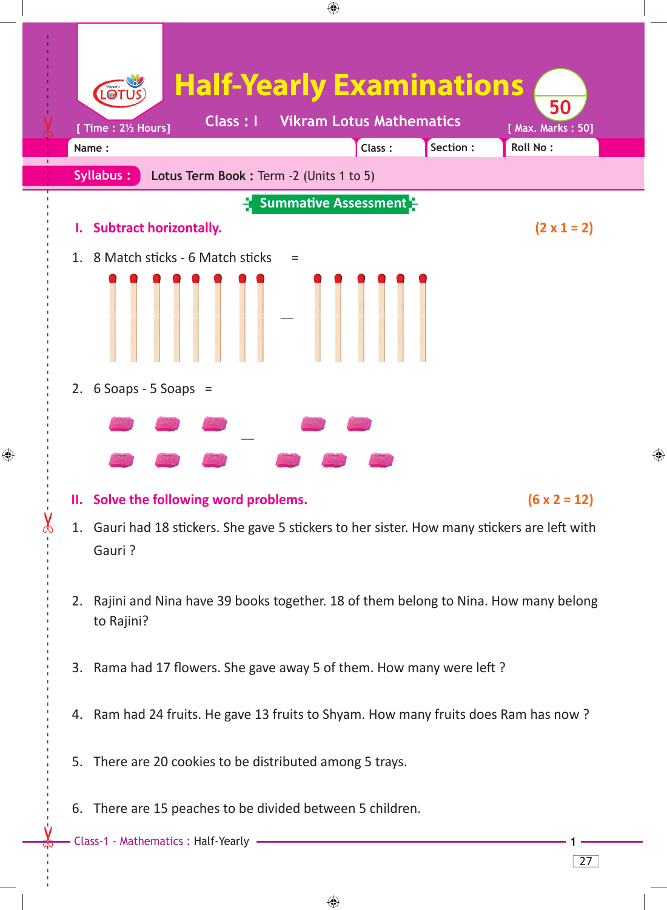# Half-Yearly Examinations

[ Time : 2½ Hours] Class : I Vikram Lotus Mathematics [ Max. Marks : 50]

Name : Class : Section : Roll No :

**Syllabus :** **Lotus Term Book :** Term -2 (Units 1 to 5)

## Summative Assessment

### I. Subtract horizontally. (2 x 1 = 2)

1. 8 Match sticks - 6 Match sticks =

2. 6 Soaps - 5 Soaps =

### II. Solve the following word problems. (6 x 2 = 12)

1. Gauri had 18 stickers. She gave 5 stickers to her sister. How many stickers are left with Gauri ?

2. Rajini and Nina have 39 books together. 18 of them belong to Nina. How many belong to Rajini?

3. Rama had 17 flowers. She gave away 5 of them. How many were left ?

4. Ram had 24 fruits. He gave 13 fruits to Shyam. How many fruits does Ram has now ?

5. There are 20 cookies to be distributed among 5 trays.

6. There are 15 peaches to be divided between 5 children.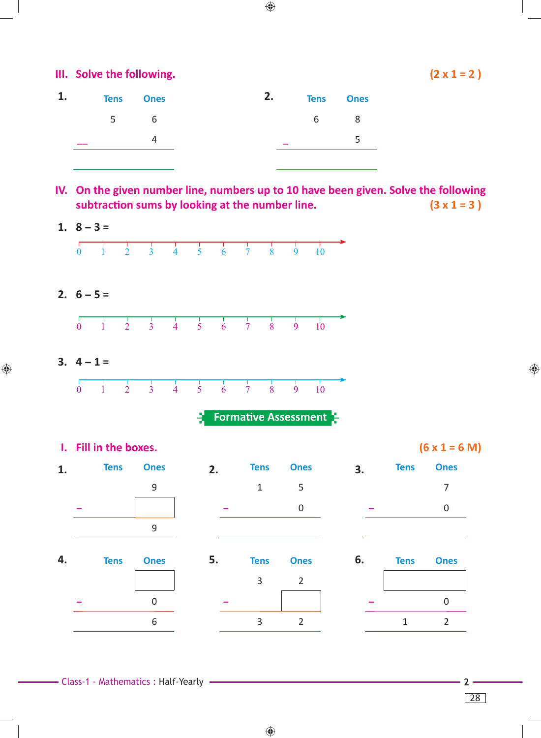## III. Solve the following. (2 x 1 = 2 )

**1.**

| | Tens | Ones |
|---|---|---|
| | 5 | 6 |
| – | | 4 |
| | | |

**2.**

| | Tens | Ones |
|---|---|---|
| | 6 | 8 |
| – | | 5 |
| | | |

## IV. On the given number line, numbers up to 10 have been given. Solve the following subtraction sums by looking at the number line. (3 x 1 = 3 )

**1.** 8 – 3 =

0 1 2 3 4 5 6 7 8 9 10

**2.** 6 – 5 =

0 1 2 3 4 5 6 7 8 9 10

**3.** 4 – 1 =

0 1 2 3 4 5 6 7 8 9 10

## Formative Assessment

## I. Fill in the boxes. (6 x 1 = 6 M)

**1.**

| | Tens | Ones |
|---|---|---|
| | | 9 |
| – | | ☐ |
| | | 9 |

**2.**

| | Tens | Ones |
|---|---|---|
| | 1 | 5 |
| – | | 0 |
| | | |

**3.**

| | Tens | Ones |
|---|---|---|
| | | 7 |
| – | | 0 |
| | | |

**4.**

| | Tens | Ones |
|---|---|---|
| | | ☐ |
| – | | 0 |
| | | 6 |

**5.**

| | Tens | Ones |
|---|---|---|
| | 3 | 2 |
| – | | ☐ |
| | 3 | 2 |

**6.**

| | Tens | Ones |
|---|---|---|
| | ☐ | ☐ |
| – | | 0 |
| | 1 | 2 |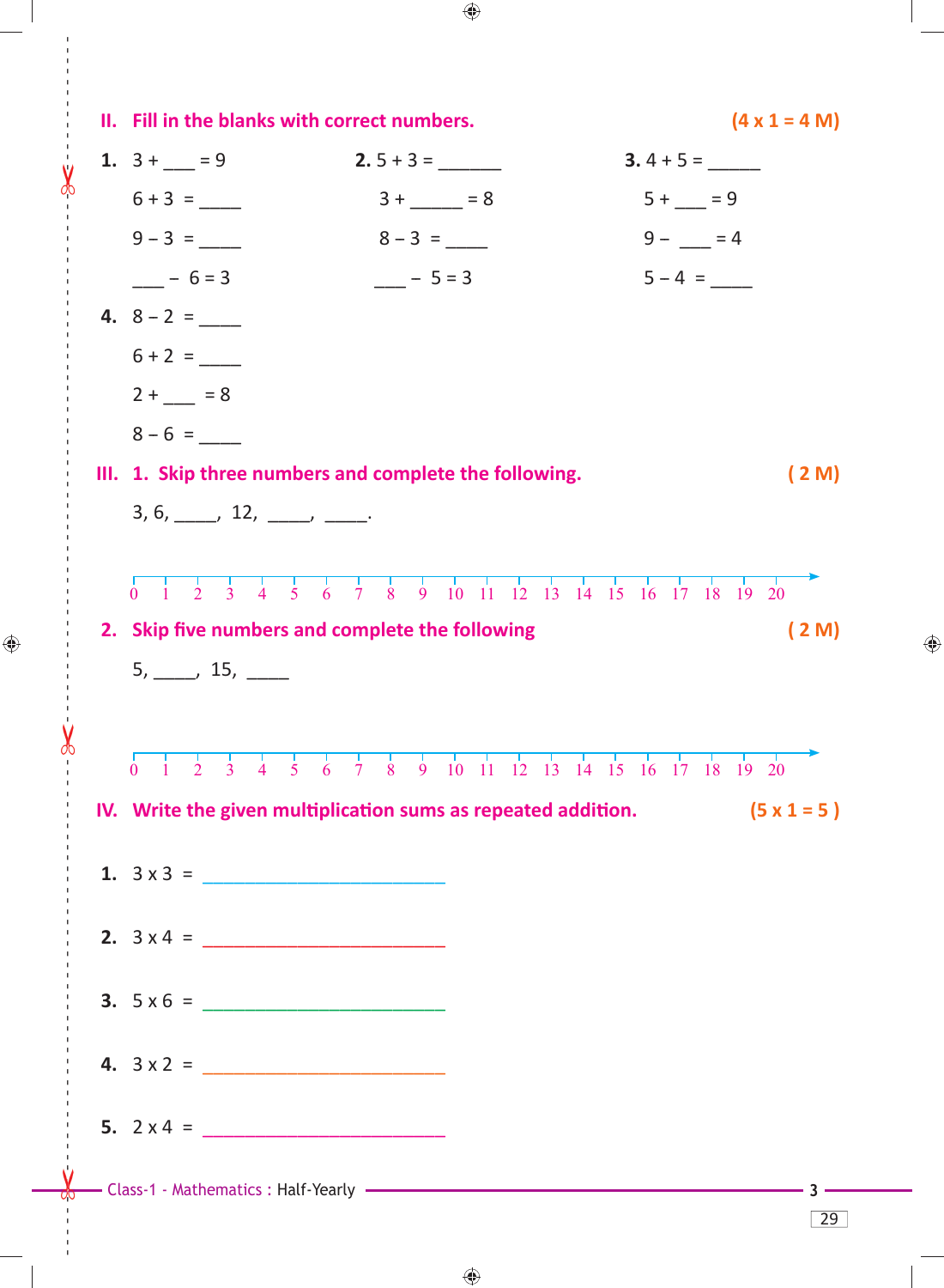## II. Fill in the blanks with correct numbers. (4 x 1 = 4 M)

**1.**
3 + ___ = 9
6 + 3 = _____
9 – 3 = _____
___ – 6 = 3

**2.**
5 + 3 = _______
3 + ______ = 8
8 – 3 = _____
___ – 5 = 3

**3.**
4 + 5 = ______
5 + ____ = 9
9 – ____ = 4
5 – 4 = _____

**4.**
8 – 2 = _____
6 + 2 = _____
2 + ____ = 8
8 – 6 = _____

## III. 1. Skip three numbers and complete the following. ( 2 M)

3, 6, _____, 12, _____, _____.

0 1 2 3 4 5 6 7 8 9 10 11 12 13 14 15 16 17 18 19 20

**2. Skip five numbers and complete the following** ( 2 M)

5, _____, 15, _____

0 1 2 3 4 5 6 7 8 9 10 11 12 13 14 15 16 17 18 19 20

## IV. Write the given multiplication sums as repeated addition. (5 x 1 = 5 )

**1.** 3 x 3 = ____________________________

**2.** 3 x 4 = ____________________________

**3.** 5 x 6 = ____________________________

**4.** 3 x 2 = ____________________________

**5.** 2 x 4 = ____________________________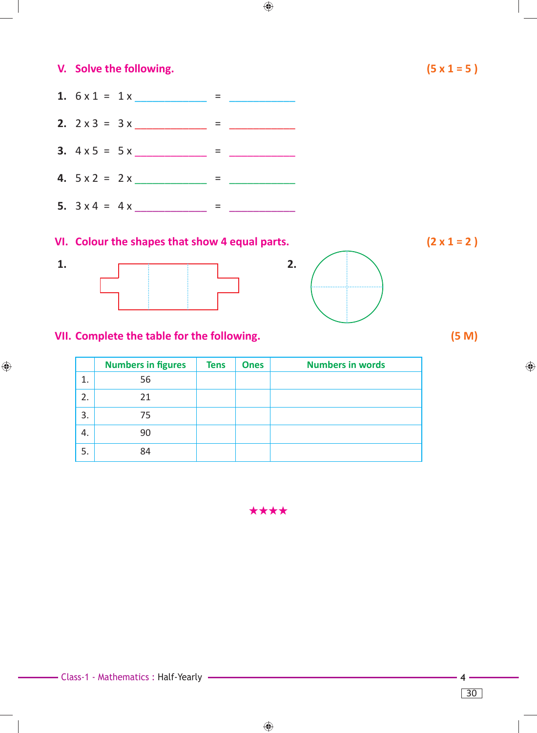## V. Solve the following. (5 x 1 = 5 )

1. 6 x 1 = 1 x ____________ = ____________
2. 2 x 3 = 3 x ____________ = ____________
3. 4 x 5 = 5 x ____________ = ____________
4. 5 x 2 = 2 x ____________ = ____________
5. 3 x 4 = 4 x ____________ = ____________

## VI. Colour the shapes that show 4 equal parts. (2 x 1 = 2 )

1.

2.

## VII. Complete the table for the following. (5 M)

| | Numbers in figures | Tens | Ones | Numbers in words |
|---|---|---|---|---|
| 1. | 56 | | | |
| 2. | 21 | | | |
| 3. | 75 | | | |
| 4. | 90 | | | |
| 5. | 84 | | | |

★★★★